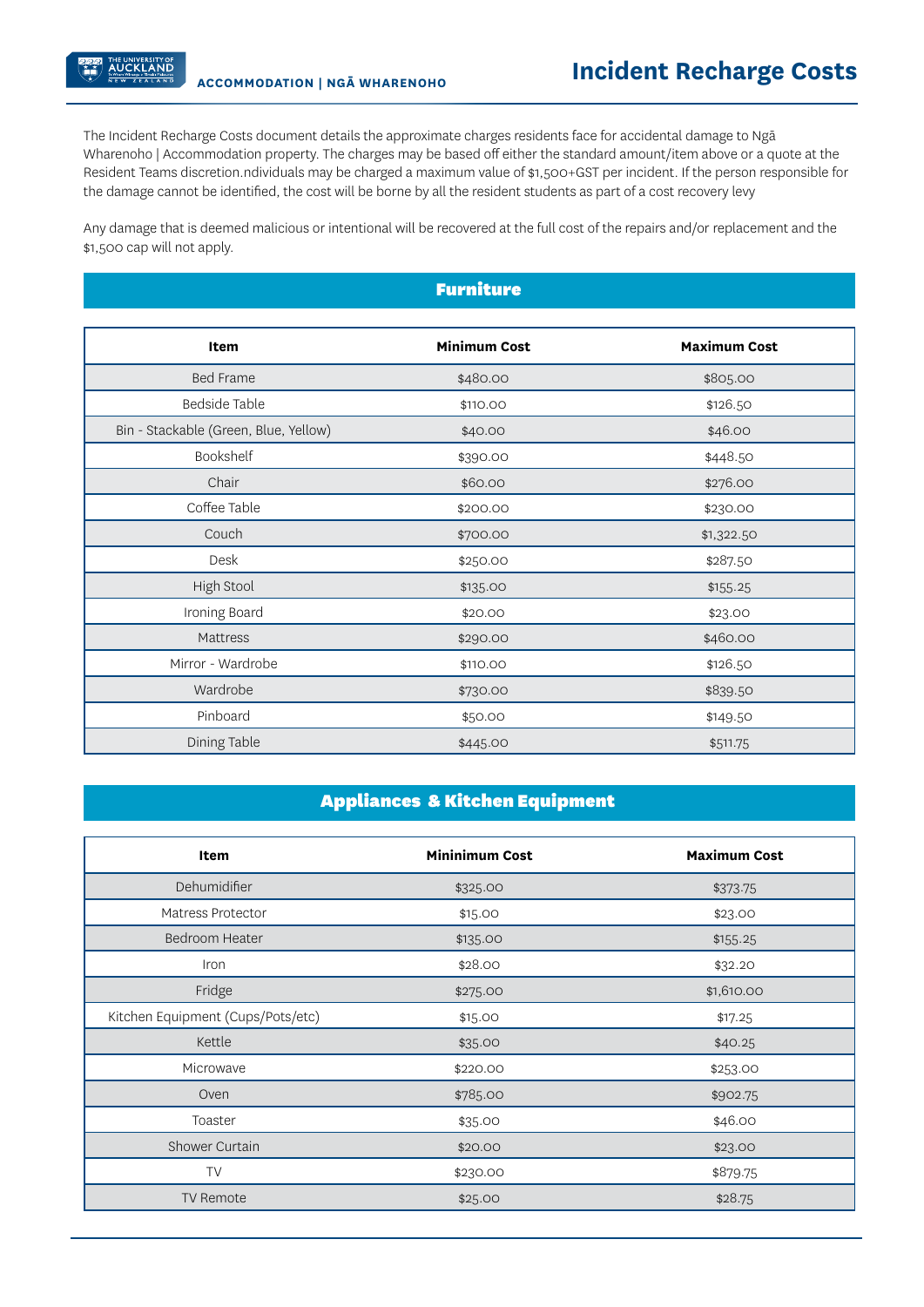ACCOMMODATION | NGĀ WHARENOHO

# Incident Recharge Costs

The Incident Recharge Costs document details the approximate charges residents face for accidental damage to Ngā Wharenoho | Accommodation property. The charges may be based off either the standard amount/item above or a quote at the Resident Teams discretion.ndividuals may be charged a maximum value of $1,500+GST per incident. If the person responsible for the damage cannot be identified, the cost will be borne by all the resident students as part of a cost recovery levy

Any damage that is deemed malicious or intentional will be recovered at the full cost of the repairs and/or replacement and the $1,500 cap will not apply.

## Furniture

| Item | Minimum Cost | Maximum Cost |
|---|---|---|
| Bed Frame | $480.00 | $805.00 |
| Bedside Table | $110.00 | $126.50 |
| Bin - Stackable (Green, Blue, Yellow) | $40.00 | $46.00 |
| Bookshelf | $390.00 | $448.50 |
| Chair | $60.00 | $276.00 |
| Coffee Table | $200.00 | $230.00 |
| Couch | $700.00 | $1,322.50 |
| Desk | $250.00 | $287.50 |
| High Stool | $135.00 | $155.25 |
| Ironing Board | $20.00 | $23.00 |
| Mattress | $290.00 | $460.00 |
| Mirror - Wardrobe | $110.00 | $126.50 |
| Wardrobe | $730.00 | $839.50 |
| Pinboard | $50.00 | $149.50 |
| Dining Table | $445.00 | $511.75 |

## Appliances & Kitchen Equipment

| Item | Mininimum Cost | Maximum Cost |
|---|---|---|
| Dehumidifier | $325.00 | $373.75 |
| Matress Protector | $15.00 | $23.00 |
| Bedroom Heater | $135.00 | $155.25 |
| Iron | $28.00 | $32.20 |
| Fridge | $275.00 | $1,610.00 |
| Kitchen Equipment (Cups/Pots/etc) | $15.00 | $17.25 |
| Kettle | $35.00 | $40.25 |
| Microwave | $220.00 | $253.00 |
| Oven | $785.00 | $902.75 |
| Toaster | $35.00 | $46.00 |
| Shower Curtain | $20.00 | $23.00 |
| TV | $230.00 | $879.75 |
| TV Remote | $25.00 | $28.75 |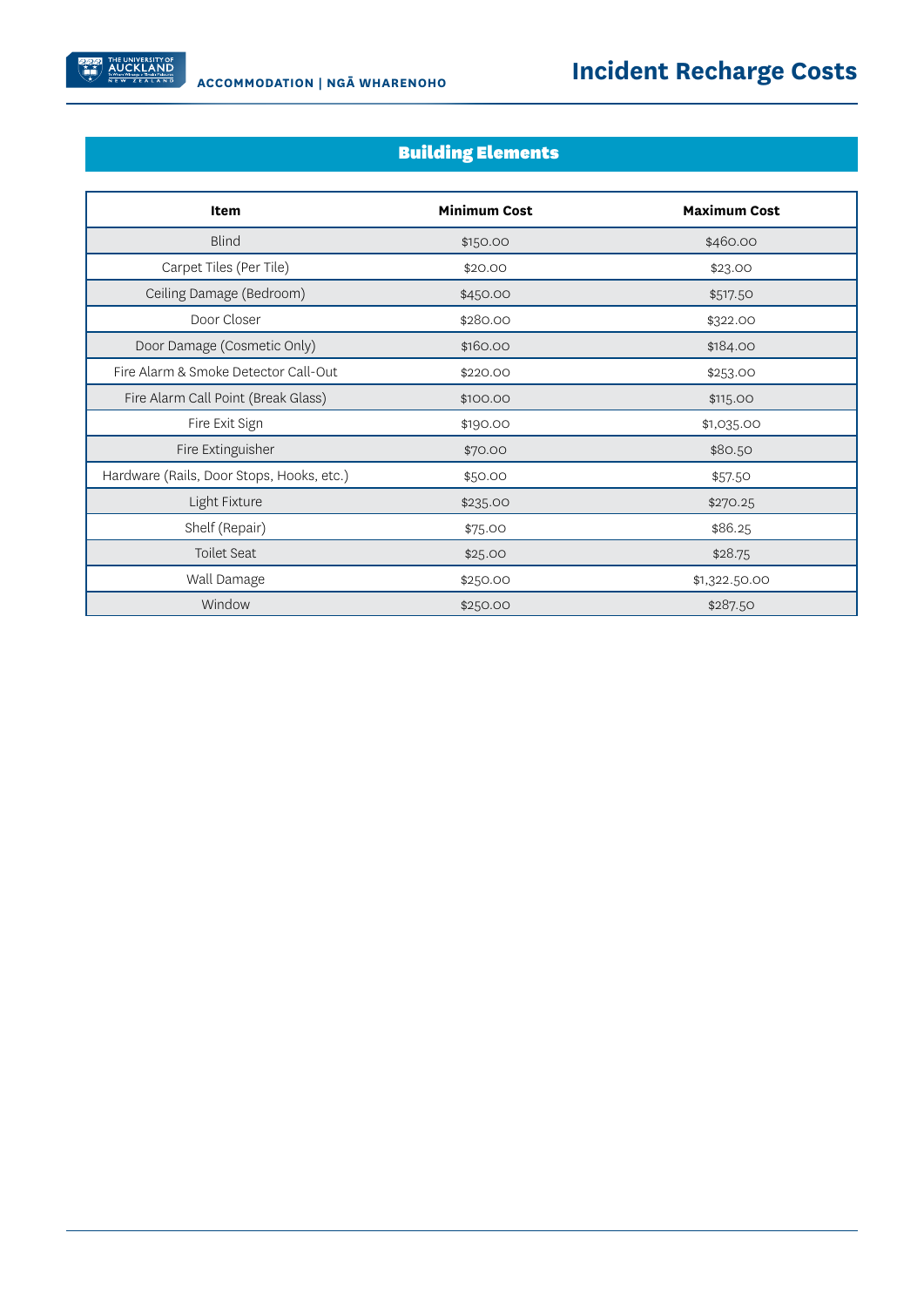## Building Elements

| Item | Minimum Cost | Maximum Cost |
|---|---|---|
| Blind | $150.00 | $460.00 |
| Carpet Tiles (Per Tile) | $20.00 | $23.00 |
| Ceiling Damage (Bedroom) | $450.00 | $517.50 |
| Door Closer | $280.00 | $322.00 |
| Door Damage (Cosmetic Only) | $160.00 | $184.00 |
| Fire Alarm & Smoke Detector Call-Out | $220.00 | $253.00 |
| Fire Alarm Call Point (Break Glass) | $100.00 | $115.00 |
| Fire Exit Sign | $190.00 | $1,035.00 |
| Fire Extinguisher | $70.00 | $80.50 |
| Hardware (Rails, Door Stops, Hooks, etc.) | $50.00 | $57.50 |
| Light Fixture | $235.00 | $270.25 |
| Shelf (Repair) | $75.00 | $86.25 |
| Toilet Seat | $25.00 | $28.75 |
| Wall Damage | $250.00 | $1,322.50.00 |
| Window | $250.00 | $287.50 |